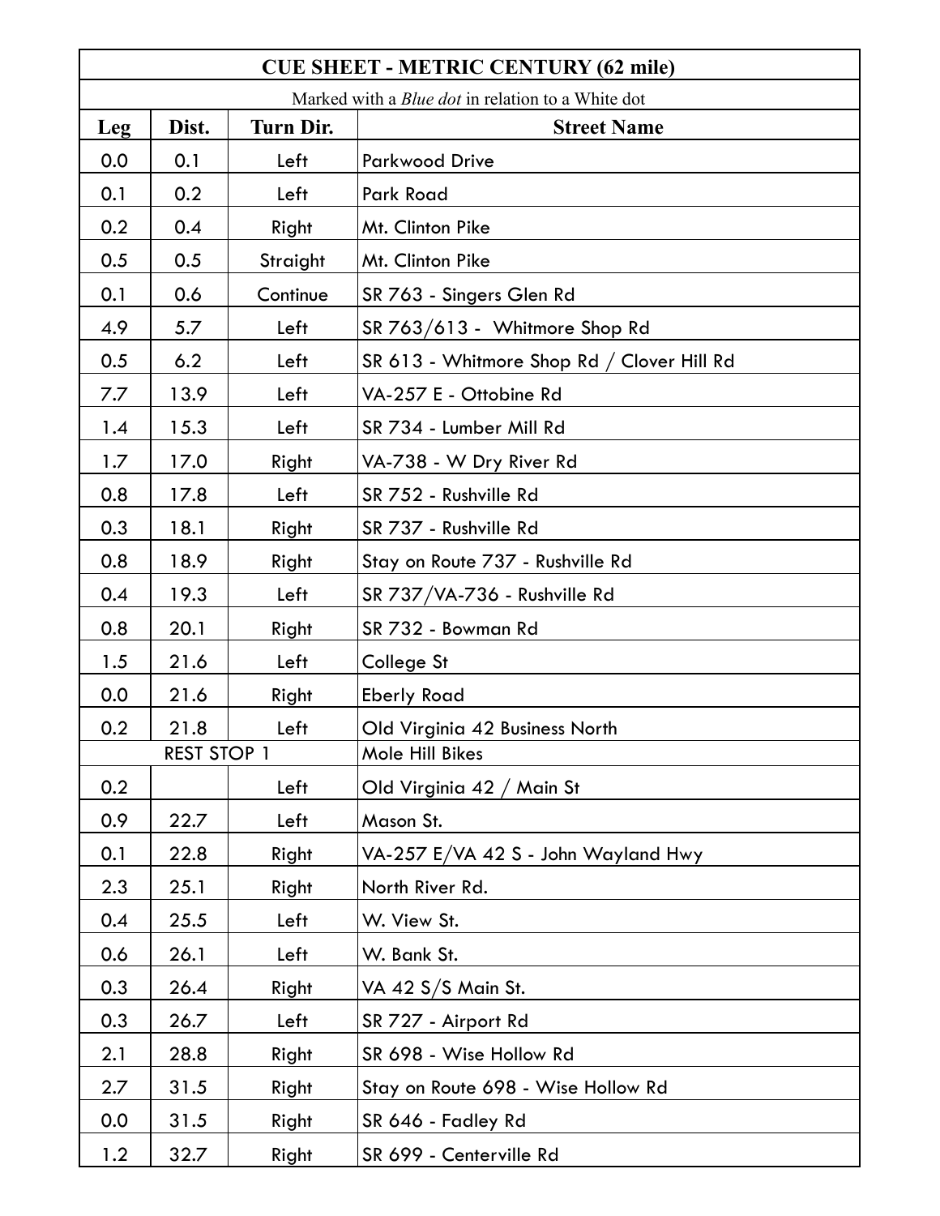| CUE SHEET - METRIC CENTURY (62 mile) | | | |
|---|---|---|---|
| Marked with a *Blue dot* in relation to a White dot | | | |
| **Leg** | **Dist.** | **Turn Dir.** | **Street Name** |
| 0.0 | 0.1 | Left | Parkwood Drive |
| 0.1 | 0.2 | Left | Park Road |
| 0.2 | 0.4 | Right | Mt. Clinton Pike |
| 0.5 | 0.5 | Straight | Mt. Clinton Pike |
| 0.1 | 0.6 | Continue | SR 763 - Singers Glen Rd |
| 4.9 | 5.7 | Left | SR 763/613 - Whitmore Shop Rd |
| 0.5 | 6.2 | Left | SR 613 - Whitmore Shop Rd / Clover Hill Rd |
| 7.7 | 13.9 | Left | VA-257 E - Ottobine Rd |
| 1.4 | 15.3 | Left | SR 734 - Lumber Mill Rd |
| 1.7 | 17.0 | Right | VA-738 - W Dry River Rd |
| 0.8 | 17.8 | Left | SR 752 - Rushville Rd |
| 0.3 | 18.1 | Right | SR 737 - Rushville Rd |
| 0.8 | 18.9 | Right | Stay on Route 737 - Rushville Rd |
| 0.4 | 19.3 | Left | SR 737/VA-736 - Rushville Rd |
| 0.8 | 20.1 | Right | SR 732 - Bowman Rd |
| 1.5 | 21.6 | Left | College St |
| 0.0 | 21.6 | Right | Eberly Road |
| 0.2 | 21.8 | Left | Old Virginia 42 Business North |
| | REST STOP 1 | | Mole Hill Bikes |
| 0.2 | | Left | Old Virginia 42 / Main St |
| 0.9 | 22.7 | Left | Mason St. |
| 0.1 | 22.8 | Right | VA-257 E/VA 42 S - John Wayland Hwy |
| 2.3 | 25.1 | Right | North River Rd. |
| 0.4 | 25.5 | Left | W. View St. |
| 0.6 | 26.1 | Left | W. Bank St. |
| 0.3 | 26.4 | Right | VA 42 S/S Main St. |
| 0.3 | 26.7 | Left | SR 727 - Airport Rd |
| 2.1 | 28.8 | Right | SR 698 - Wise Hollow Rd |
| 2.7 | 31.5 | Right | Stay on Route 698 - Wise Hollow Rd |
| 0.0 | 31.5 | Right | SR 646 - Fadley Rd |
| 1.2 | 32.7 | Right | SR 699 - Centerville Rd |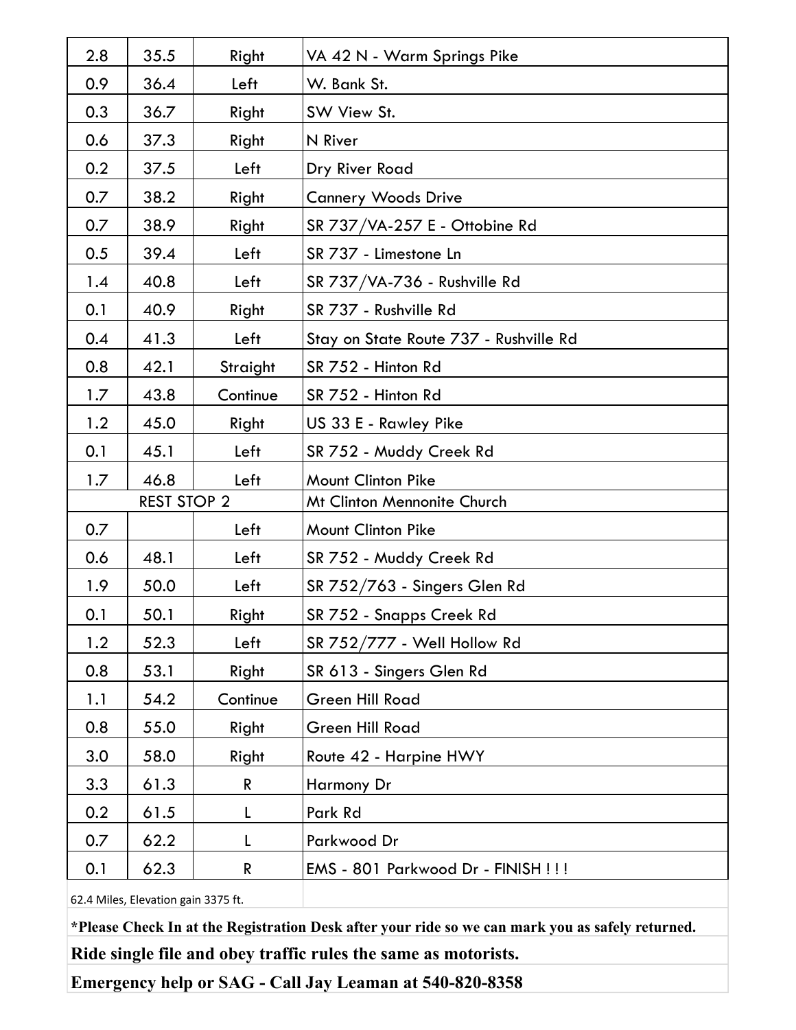| | | | |
|---|---|---|---|
| 2.8 | 35.5 | Right | VA 42 N - Warm Springs Pike |
| 0.9 | 36.4 | Left | W. Bank St. |
| 0.3 | 36.7 | Right | SW View St. |
| 0.6 | 37.3 | Right | N River |
| 0.2 | 37.5 | Left | Dry River Road |
| 0.7 | 38.2 | Right | Cannery Woods Drive |
| 0.7 | 38.9 | Right | SR 737/VA-257 E - Ottobine Rd |
| 0.5 | 39.4 | Left | SR 737 - Limestone Ln |
| 1.4 | 40.8 | Left | SR 737/VA-736 - Rushville Rd |
| 0.1 | 40.9 | Right | SR 737 - Rushville Rd |
| 0.4 | 41.3 | Left | Stay on State Route 737 - Rushville Rd |
| 0.8 | 42.1 | Straight | SR 752 - Hinton Rd |
| 1.7 | 43.8 | Continue | SR 752 - Hinton Rd |
| 1.2 | 45.0 | Right | US 33 E - Rawley Pike |
| 0.1 | 45.1 | Left | SR 752 - Muddy Creek Rd |
| 1.7 | 46.8 | Left | Mount Clinton Pike |
| REST STOP 2 | | | Mt Clinton Mennonite Church |
| 0.7 | | Left | Mount Clinton Pike |
| 0.6 | 48.1 | Left | SR 752 - Muddy Creek Rd |
| 1.9 | 50.0 | Left | SR 752/763 - Singers Glen Rd |
| 0.1 | 50.1 | Right | SR 752 - Snapps Creek Rd |
| 1.2 | 52.3 | Left | SR 752/777 - Well Hollow Rd |
| 0.8 | 53.1 | Right | SR 613 - Singers Glen Rd |
| 1.1 | 54.2 | Continue | Green Hill Road |
| 0.8 | 55.0 | Right | Green Hill Road |
| 3.0 | 58.0 | Right | Route 42 - Harpine HWY |
| 3.3 | 61.3 | R | Harmony Dr |
| 0.2 | 61.5 | L | Park Rd |
| 0.7 | 62.2 | L | Parkwood Dr |
| 0.1 | 62.3 | R | EMS - 801 Parkwood Dr - FINISH ! ! ! |

62.4 Miles, Elevation gain 3375 ft.

**\*Please Check In at the Registration Desk after your ride so we can mark you as safely returned.**

**Ride single file and obey traffic rules the same as motorists.**

**Emergency help or SAG - Call Jay Leaman at 540-820-8358**